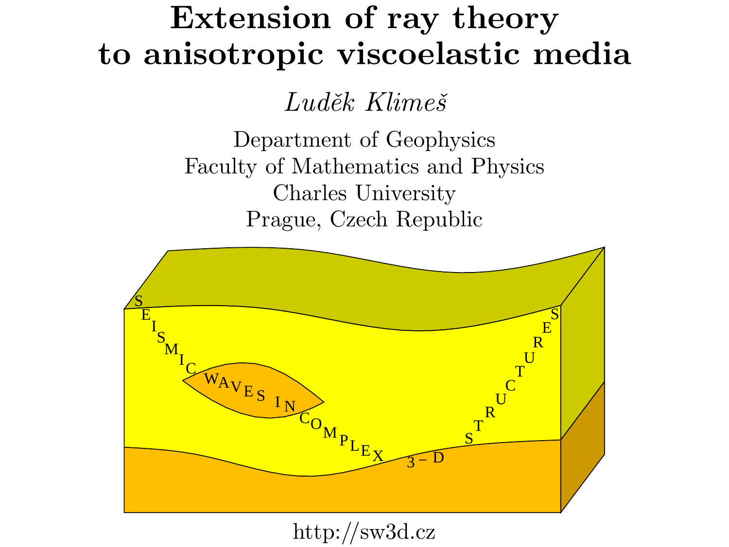# Extension of ray theory to anisotropic viscoelastic media

*Luděk Klimeš*

Department of Geophysics
Faculty of Mathematics and Physics
Charles University
Prague, Czech Republic

http://sw3d.cz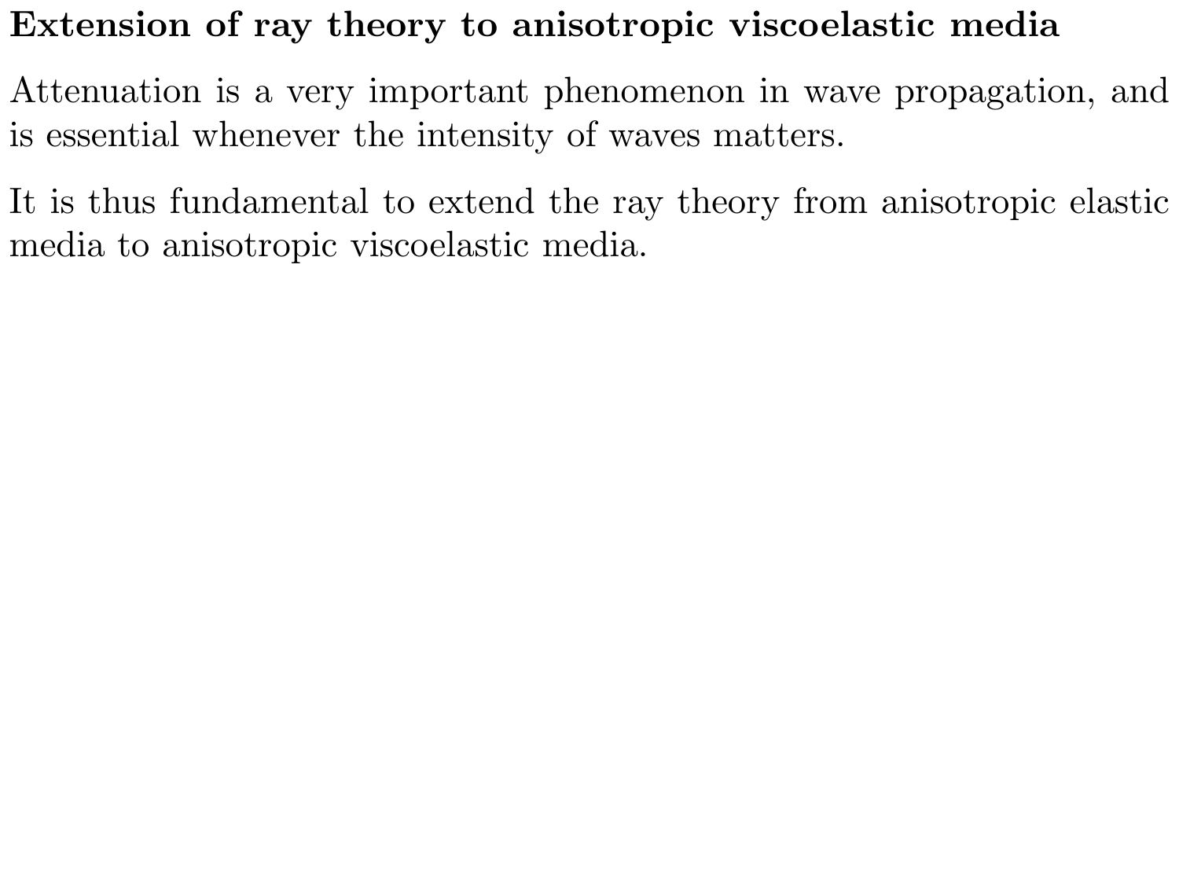## Extension of ray theory to anisotropic viscoelastic media

Attenuation is a very important phenomenon in wave propagation, and is essential whenever the intensity of waves matters.

It is thus fundamental to extend the ray theory from anisotropic elastic media to anisotropic viscoelastic media.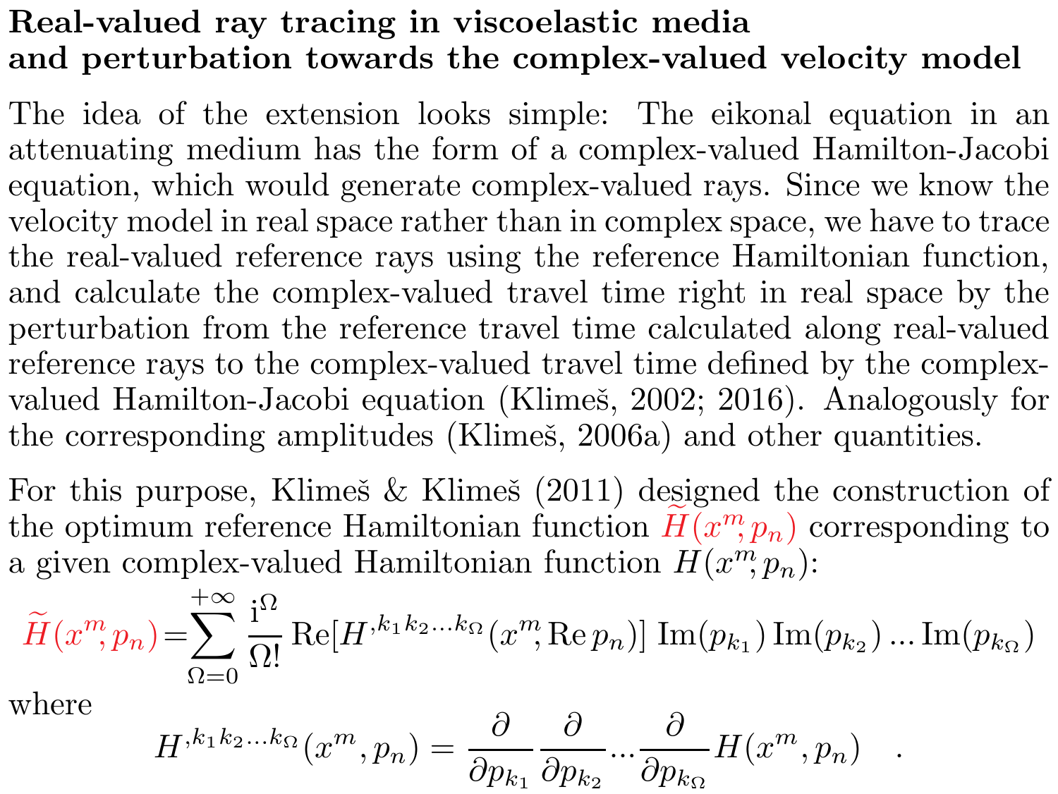**Real-valued ray tracing in viscoelastic media and perturbation towards the complex-valued velocity model**

The idea of the extension looks simple: The eikonal equation in an attenuating medium has the form of a complex-valued Hamilton-Jacobi equation, which would generate complex-valued rays. Since we know the velocity model in real space rather than in complex space, we have to trace the real-valued reference rays using the reference Hamiltonian function, and calculate the complex-valued travel time right in real space by the perturbation from the reference travel time calculated along real-valued reference rays to the complex-valued travel time defined by the complex-valued Hamilton-Jacobi equation (Klimeš, 2002; 2016). Analogously for the corresponding amplitudes (Klimeš, 2006a) and other quantities.

For this purpose, Klimeš & Klimeš (2011) designed the construction of the optimum reference Hamiltonian function $\widetilde{H}(x^m, p_n)$ corresponding to a given complex-valued Hamiltonian function $H(x^m, p_n)$:

$$\widetilde{H}(x^m, p_n) = \sum_{\Omega=0}^{+\infty} \frac{\mathrm{i}^\Omega}{\Omega!} \mathrm{Re}[H^{,k_1 k_2 \ldots k_\Omega}(x^m, \mathrm{Re}\, p_n)] \, \mathrm{Im}(p_{k_1}) \, \mathrm{Im}(p_{k_2}) \ldots \mathrm{Im}(p_{k_\Omega})$$

where

$$H^{,k_1 k_2 \ldots k_\Omega}(x^m, p_n) = \frac{\partial}{\partial p_{k_1}} \frac{\partial}{\partial p_{k_2}} \ldots \frac{\partial}{\partial p_{k_\Omega}} H(x^m, p_n) \quad .$$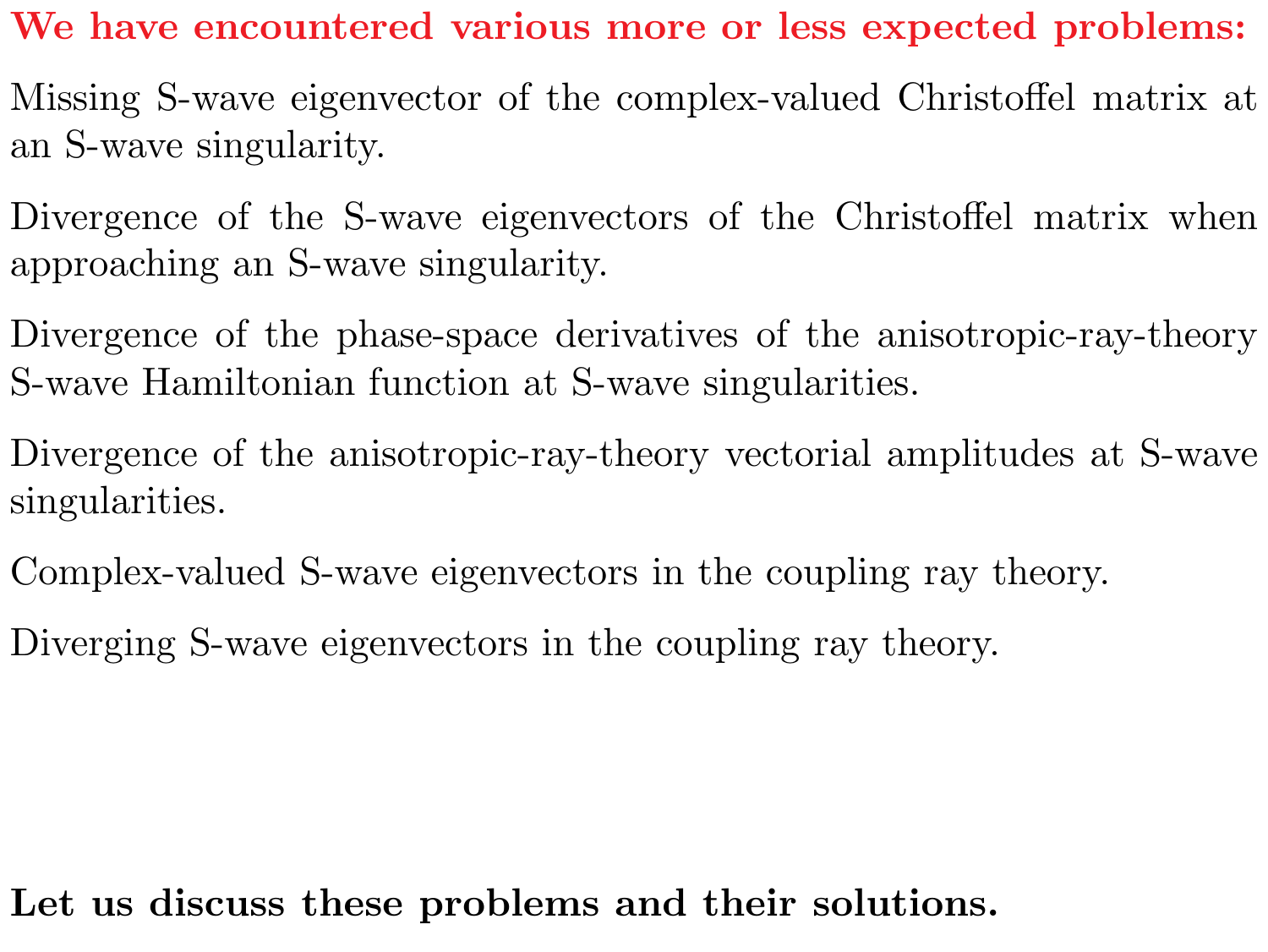**We have encountered various more or less expected problems:**

Missing S-wave eigenvector of the complex-valued Christoffel matrix at an S-wave singularity.

Divergence of the S-wave eigenvectors of the Christoffel matrix when approaching an S-wave singularity.

Divergence of the phase-space derivatives of the anisotropic-ray-theory S-wave Hamiltonian function at S-wave singularities.

Divergence of the anisotropic-ray-theory vectorial amplitudes at S-wave singularities.

Complex-valued S-wave eigenvectors in the coupling ray theory.

Diverging S-wave eigenvectors in the coupling ray theory.

**Let us discuss these problems and their solutions.**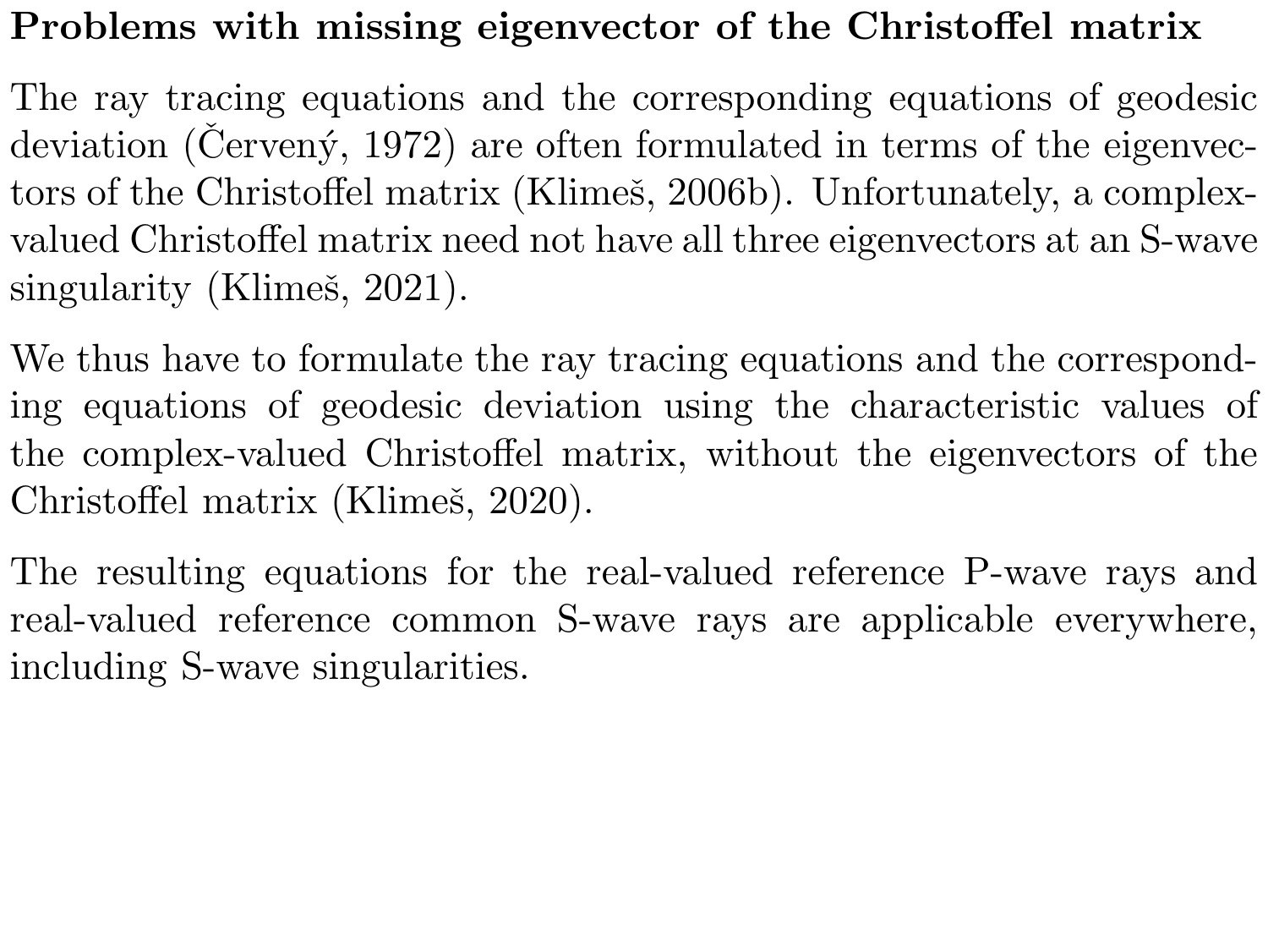# Problems with missing eigenvector of the Christoffel matrix

The ray tracing equations and the corresponding equations of geodesic deviation (Červený, 1972) are often formulated in terms of the eigenvectors of the Christoffel matrix (Klimeš, 2006b). Unfortunately, a complex-valued Christoffel matrix need not have all three eigenvectors at an S-wave singularity (Klimeš, 2021).

We thus have to formulate the ray tracing equations and the corresponding equations of geodesic deviation using the characteristic values of the complex-valued Christoffel matrix, without the eigenvectors of the Christoffel matrix (Klimeš, 2020).

The resulting equations for the real-valued reference P-wave rays and real-valued reference common S-wave rays are applicable everywhere, including S-wave singularities.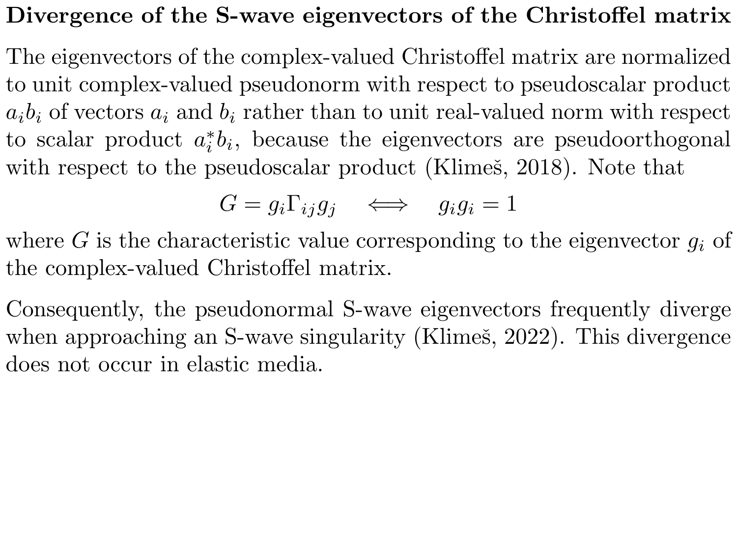## Divergence of the S-wave eigenvectors of the Christoffel matrix

The eigenvectors of the complex-valued Christoffel matrix are normalized to unit complex-valued pseudonorm with respect to pseudoscalar product $a_i b_i$ of vectors $a_i$ and $b_i$ rather than to unit real-valued norm with respect to scalar product $a_i^* b_i$, because the eigenvectors are pseudoorthogonal with respect to the pseudoscalar product (Klimeš, 2018). Note that

$$G = g_i \Gamma_{ij} g_j \quad \Longleftrightarrow \quad g_i g_i = 1$$

where $G$ is the characteristic value corresponding to the eigenvector $g_i$ of the complex-valued Christoffel matrix.

Consequently, the pseudonormal S-wave eigenvectors frequently diverge when approaching an S-wave singularity (Klimeš, 2022). This divergence does not occur in elastic media.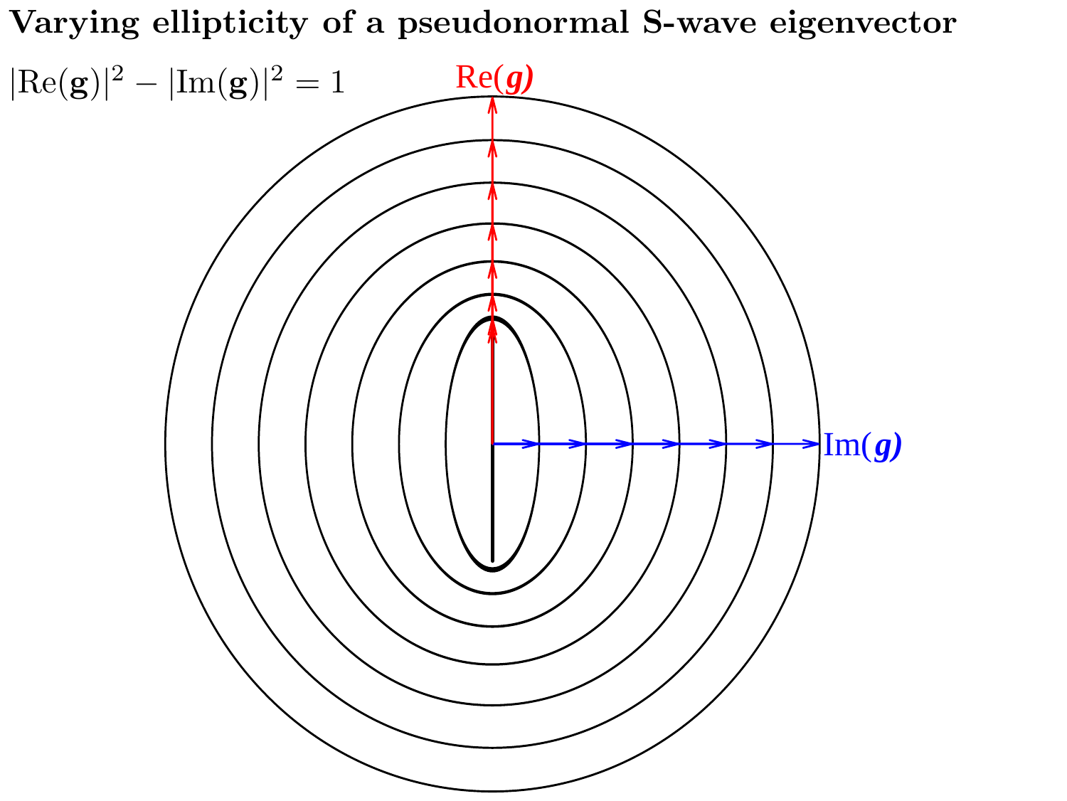**Varying ellipticity of a pseudonormal S-wave eigenvector**

$|\mathrm{Re}(\mathbf{g})|^2 - |\mathrm{Im}(\mathbf{g})|^2 = 1$

Re($\boldsymbol{g}$)

Im($\boldsymbol{g}$)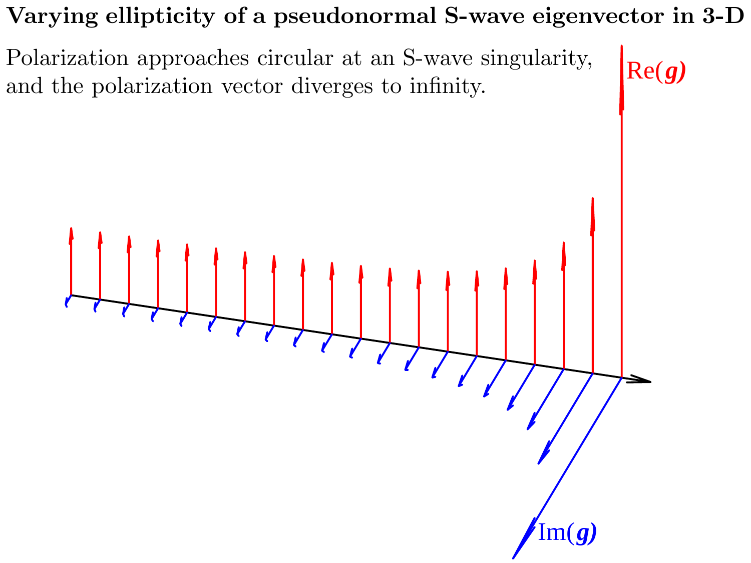**Varying ellipticity of a pseudonormal S-wave eigenvector in 3-D**

Polarization approaches circular at an S-wave singularity, and the polarization vector diverges to infinity.

Re($\boldsymbol{g}$)

Im($\boldsymbol{g}$)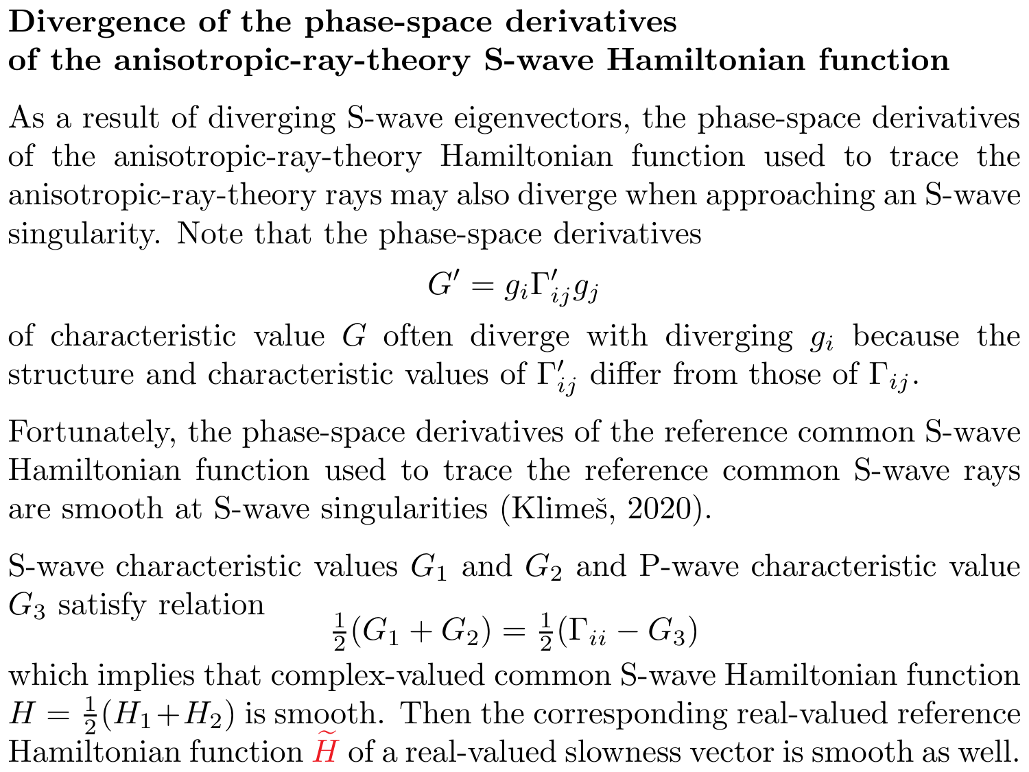# Divergence of the phase-space derivatives of the anisotropic-ray-theory S-wave Hamiltonian function

As a result of diverging S-wave eigenvectors, the phase-space derivatives of the anisotropic-ray-theory Hamiltonian function used to trace the anisotropic-ray-theory rays may also diverge when approaching an S-wave singularity. Note that the phase-space derivatives

$$G' = g_i \Gamma'_{ij} g_j$$

of characteristic value $G$ often diverge with diverging $g_i$ because the structure and characteristic values of $\Gamma'_{ij}$ differ from those of $\Gamma_{ij}$.

Fortunately, the phase-space derivatives of the reference common S-wave Hamiltonian function used to trace the reference common S-wave rays are smooth at S-wave singularities (Klimeš, 2020).

S-wave characteristic values $G_1$ and $G_2$ and P-wave characteristic value $G_3$ satisfy relation

$$\tfrac{1}{2}(G_1 + G_2) = \tfrac{1}{2}(\Gamma_{ii} - G_3)$$

which implies that complex-valued common S-wave Hamiltonian function $H = \frac{1}{2}(H_1 + H_2)$ is smooth. Then the corresponding real-valued reference Hamiltonian function $\widetilde{H}$ of a real-valued slowness vector is smooth as well.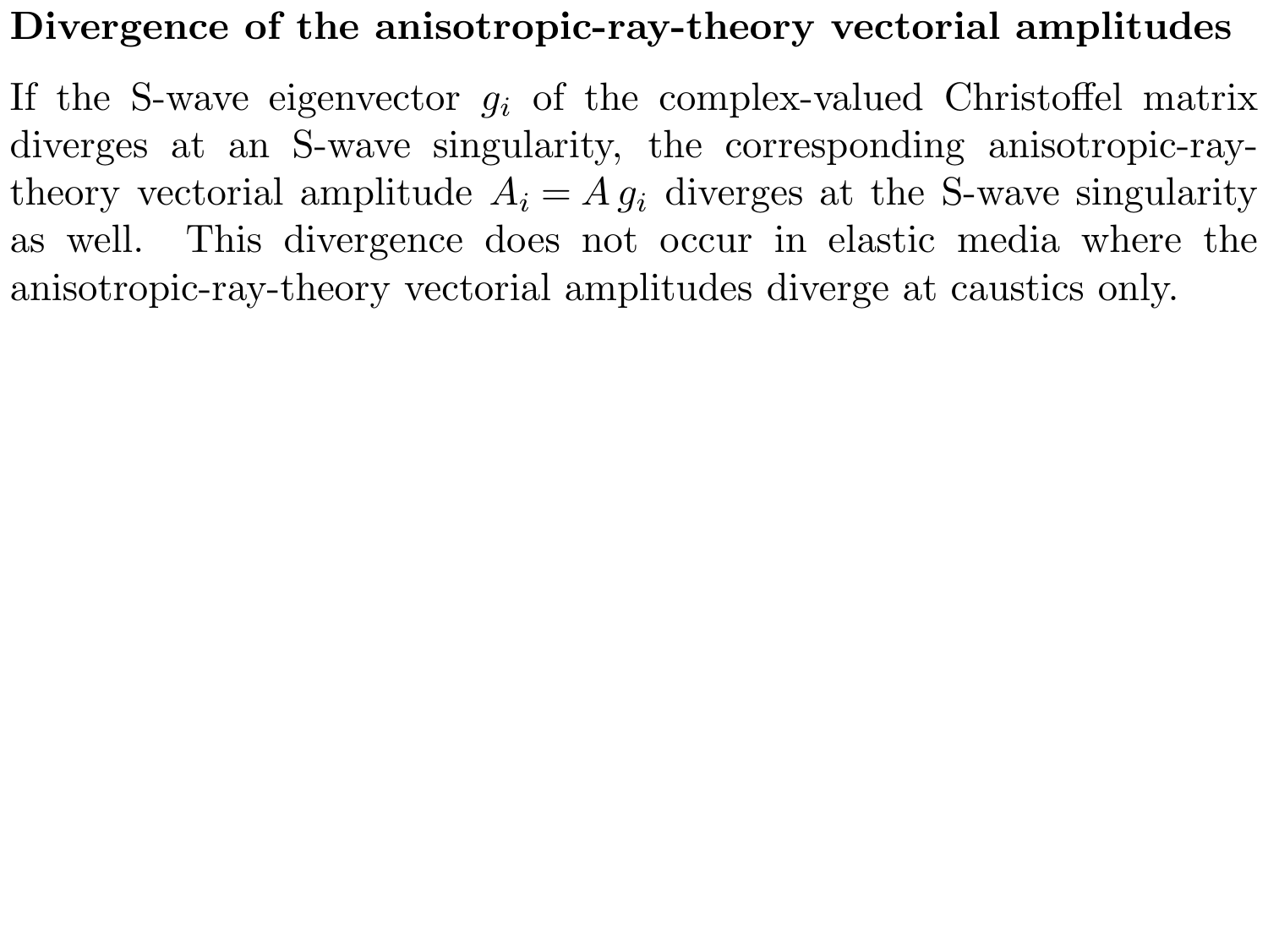## Divergence of the anisotropic-ray-theory vectorial amplitudes

If the S-wave eigenvector $g_i$ of the complex-valued Christoffel matrix diverges at an S-wave singularity, the corresponding anisotropic-ray-theory vectorial amplitude $A_i = A\, g_i$ diverges at the S-wave singularity as well. This divergence does not occur in elastic media where the anisotropic-ray-theory vectorial amplitudes diverge at caustics only.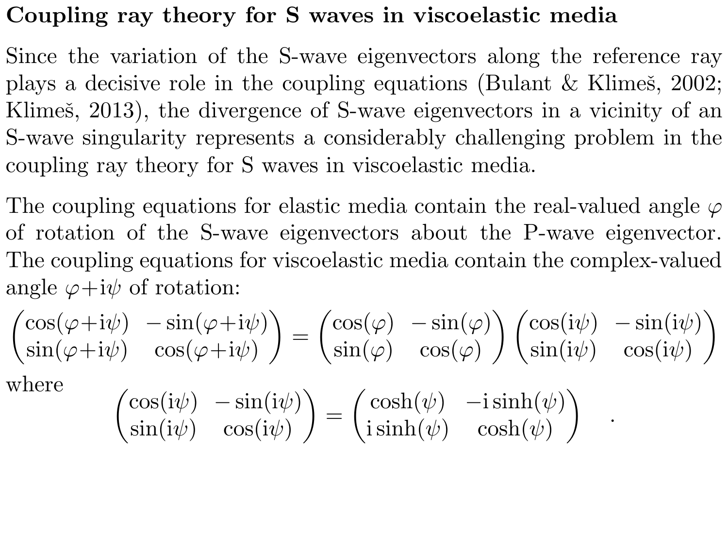## Coupling ray theory for S waves in viscoelastic media

Since the variation of the S-wave eigenvectors along the reference ray plays a decisive role in the coupling equations (Bulant & Klimeš, 2002; Klimeš, 2013), the divergence of S-wave eigenvectors in a vicinity of an S-wave singularity represents a considerably challenging problem in the coupling ray theory for S waves in viscoelastic media.

The coupling equations for elastic media contain the real-valued angle $\varphi$ of rotation of the S-wave eigenvectors about the P-wave eigenvector. The coupling equations for viscoelastic media contain the complex-valued angle $\varphi{+}\mathrm{i}\psi$ of rotation:

$$\begin{pmatrix} \cos(\varphi{+}\mathrm{i}\psi) & -\sin(\varphi{+}\mathrm{i}\psi) \\ \sin(\varphi{+}\mathrm{i}\psi) & \cos(\varphi{+}\mathrm{i}\psi) \end{pmatrix} = \begin{pmatrix} \cos(\varphi) & -\sin(\varphi) \\ \sin(\varphi) & \cos(\varphi) \end{pmatrix} \begin{pmatrix} \cos(\mathrm{i}\psi) & -\sin(\mathrm{i}\psi) \\ \sin(\mathrm{i}\psi) & \cos(\mathrm{i}\psi) \end{pmatrix}$$

where

$$\begin{pmatrix} \cos(\mathrm{i}\psi) & -\sin(\mathrm{i}\psi) \\ \sin(\mathrm{i}\psi) & \cos(\mathrm{i}\psi) \end{pmatrix} = \begin{pmatrix} \cosh(\psi) & -\mathrm{i}\sinh(\psi) \\ \mathrm{i}\sinh(\psi) & \cosh(\psi) \end{pmatrix} \quad .$$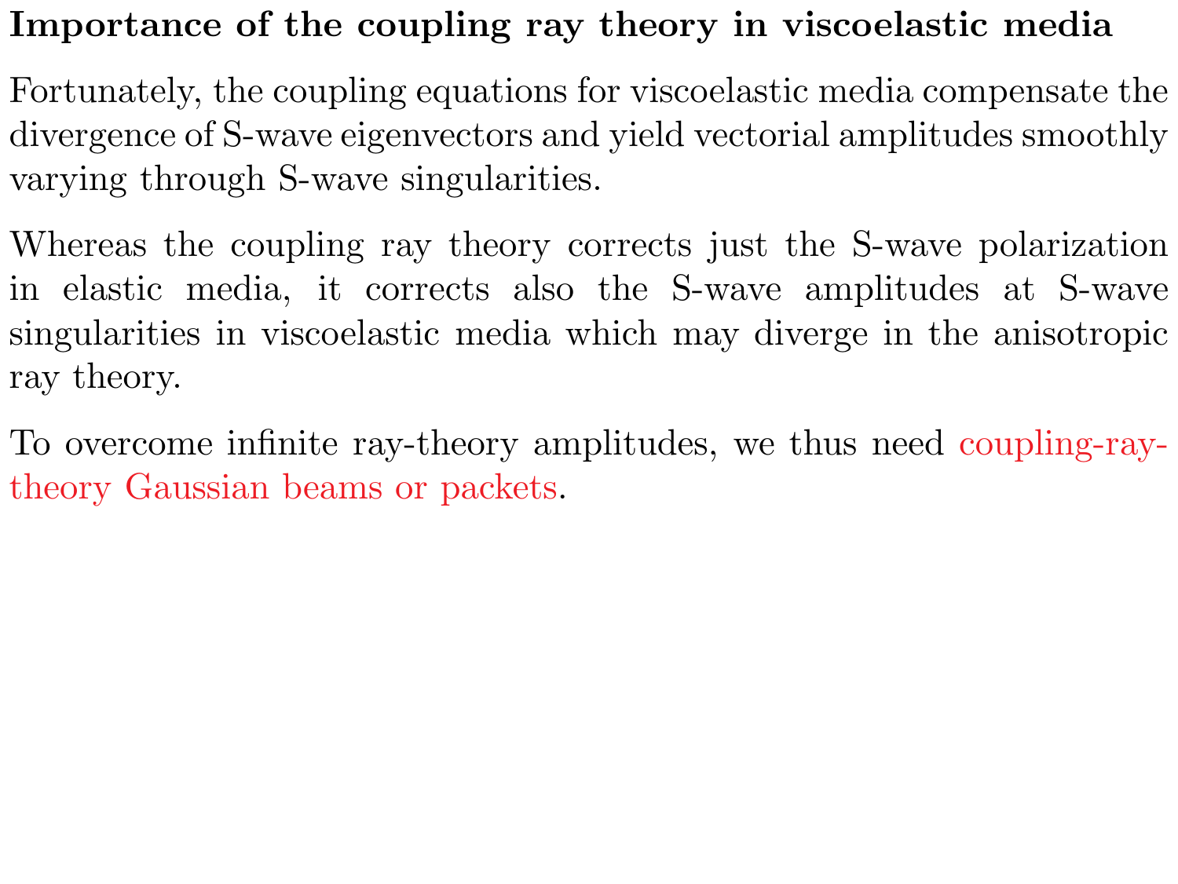## Importance of the coupling ray theory in viscoelastic media

Fortunately, the coupling equations for viscoelastic media compensate the divergence of S-wave eigenvectors and yield vectorial amplitudes smoothly varying through S-wave singularities.

Whereas the coupling ray theory corrects just the S-wave polarization in elastic media, it corrects also the S-wave amplitudes at S-wave singularities in viscoelastic media which may diverge in the anisotropic ray theory.

To overcome infinite ray-theory amplitudes, we thus need coupling-ray-theory Gaussian beams or packets.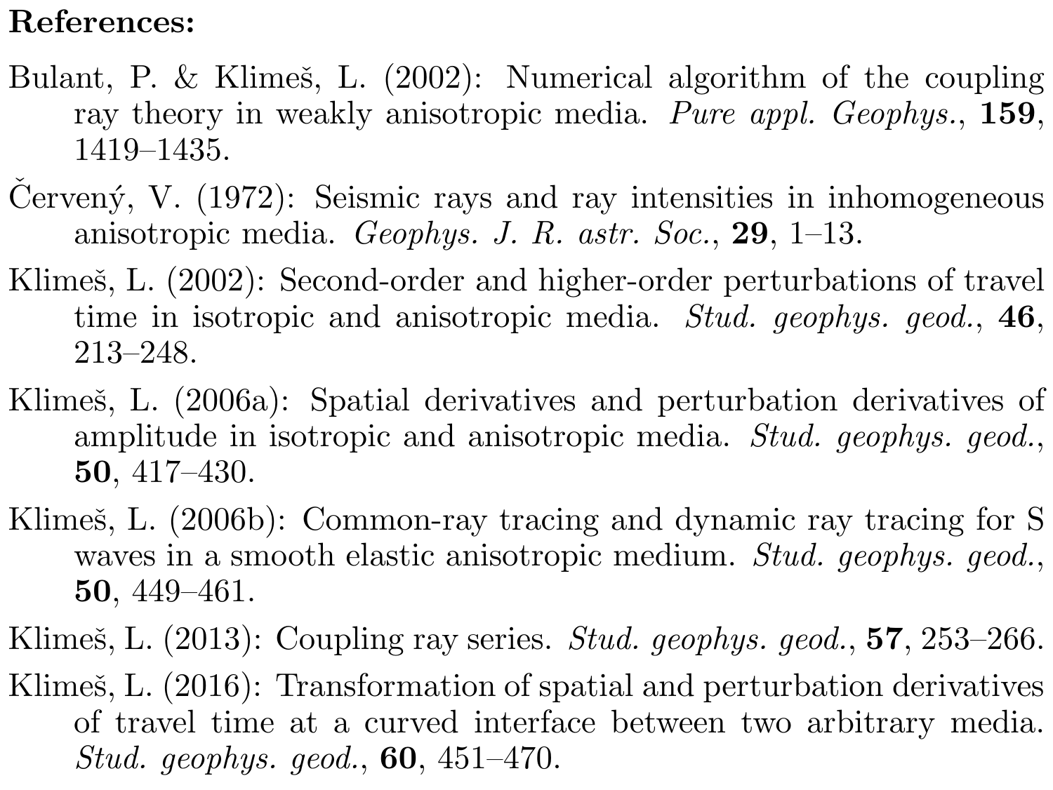**References:**

Bulant, P. & Klimeš, L. (2002): Numerical algorithm of the coupling ray theory in weakly anisotropic media. *Pure appl. Geophys.*, **159**, 1419–1435.

Červený, V. (1972): Seismic rays and ray intensities in inhomogeneous anisotropic media. *Geophys. J. R. astr. Soc.*, **29**, 1–13.

Klimeš, L. (2002): Second-order and higher-order perturbations of travel time in isotropic and anisotropic media. *Stud. geophys. geod.*, **46**, 213–248.

Klimeš, L. (2006a): Spatial derivatives and perturbation derivatives of amplitude in isotropic and anisotropic media. *Stud. geophys. geod.*, **50**, 417–430.

Klimeš, L. (2006b): Common-ray tracing and dynamic ray tracing for S waves in a smooth elastic anisotropic medium. *Stud. geophys. geod.*, **50**, 449–461.

Klimeš, L. (2013): Coupling ray series. *Stud. geophys. geod.*, **57**, 253–266.

Klimeš, L. (2016): Transformation of spatial and perturbation derivatives of travel time at a curved interface between two arbitrary media. *Stud. geophys. geod.*, **60**, 451–470.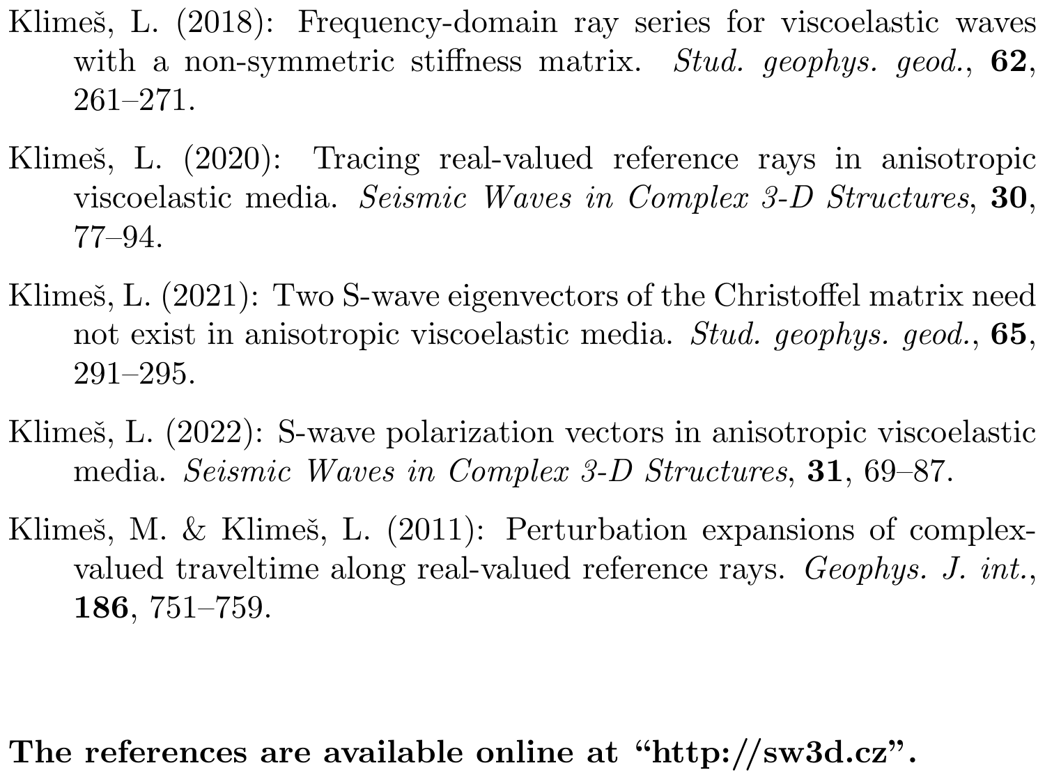Klimeš, L. (2018): Frequency-domain ray series for viscoelastic waves with a non-symmetric stiffness matrix. *Stud. geophys. geod.*, **62**, 261–271.

Klimeš, L. (2020): Tracing real-valued reference rays in anisotropic viscoelastic media. *Seismic Waves in Complex 3-D Structures*, **30**, 77–94.

Klimeš, L. (2021): Two S-wave eigenvectors of the Christoffel matrix need not exist in anisotropic viscoelastic media. *Stud. geophys. geod.*, **65**, 291–295.

Klimeš, L. (2022): S-wave polarization vectors in anisotropic viscoelastic media. *Seismic Waves in Complex 3-D Structures*, **31**, 69–87.

Klimeš, M. & Klimeš, L. (2011): Perturbation expansions of complex-valued traveltime along real-valued reference rays. *Geophys. J. int.*, **186**, 751–759.

**The references are available online at "http://sw3d.cz".**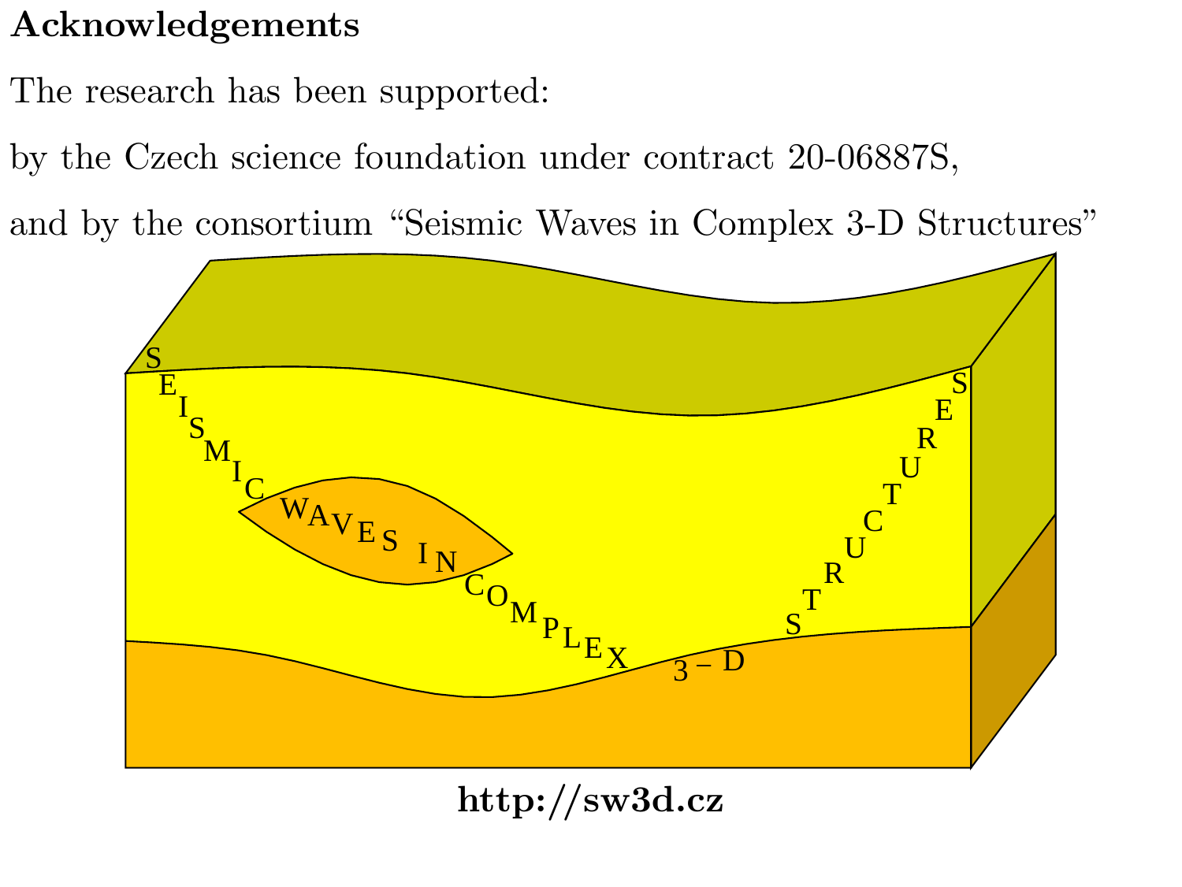**Acknowledgements**

The research has been supported:

by the Czech science foundation under contract 20-06887S,

and by the consortium “Seismic Waves in Complex 3-D Structures”

SEISMIC WAVES IN COMPLEX 3 – D STRUCTURES

**http://sw3d.cz**